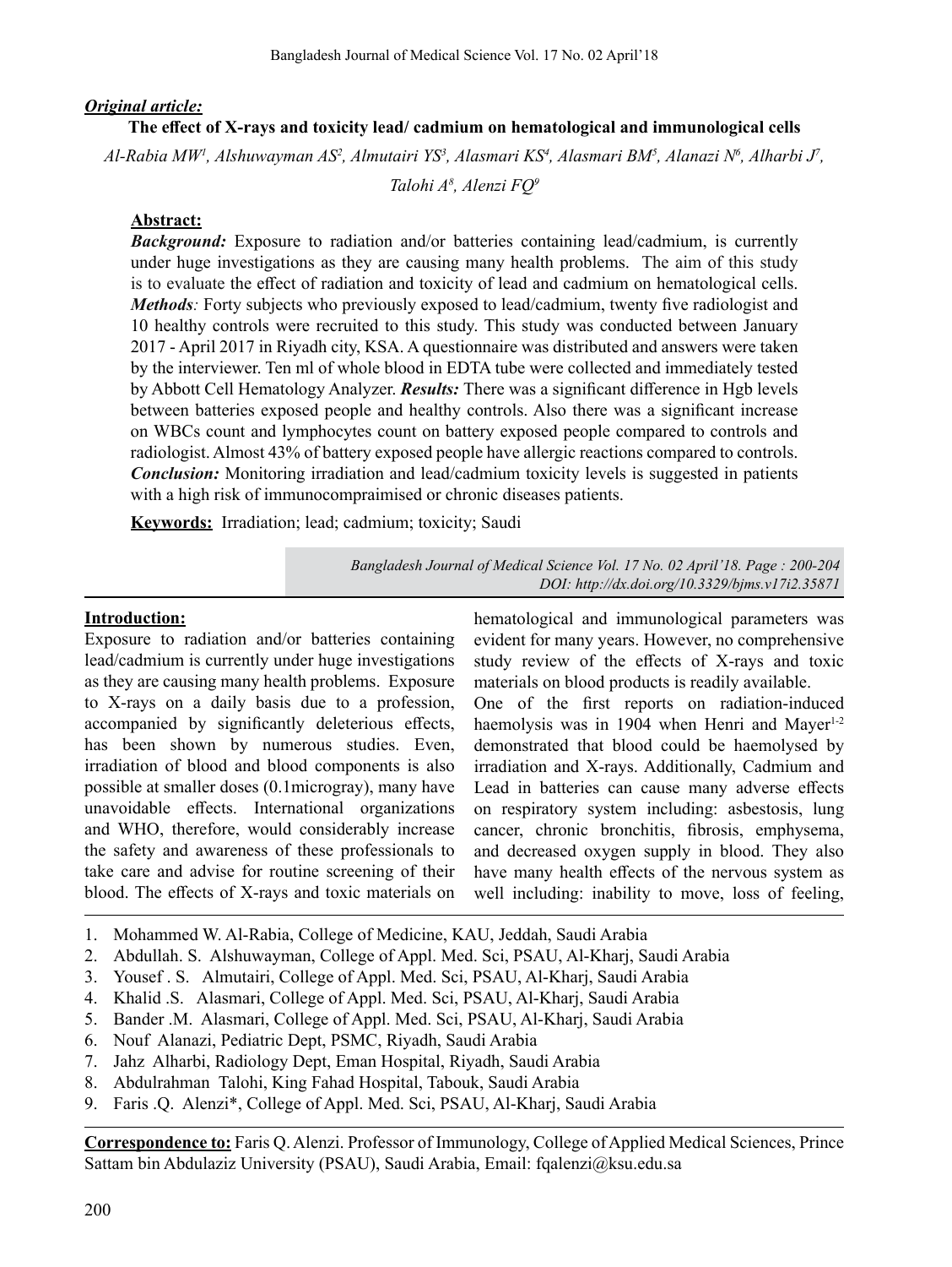***Original article:***

# The effect of X-rays and toxicity lead/ cadmium on hematological and immunological cells

*Al-Rabia MW[1], Alshuwayman AS[2], Almutairi YS[3], Alasmari KS[4], Alasmari BM[5], Alanazi N[6], Alharbi J[7], Talohi A[8], Alenzi FQ[9]*

## Abstract:

***Background:*** Exposure to radiation and/or batteries containing lead/cadmium, is currently under huge investigations as they are causing many health problems. The aim of this study is to evaluate the effect of radiation and toxicity of lead and cadmium on hematological cells. ***Methods**:* Forty subjects who previously exposed to lead/cadmium, twenty five radiologist and 10 healthy controls were recruited to this study. This study was conducted between January 2017 - April 2017 in Riyadh city, KSA. A questionnaire was distributed and answers were taken by the interviewer. Ten ml of whole blood in EDTA tube were collected and immediately tested by Abbott Cell Hematology Analyzer. ***Results:*** There was a significant difference in Hgb levels between batteries exposed people and healthy controls. Also there was a significant increase on WBCs count and lymphocytes count on battery exposed people compared to controls and radiologist. Almost 43% of battery exposed people have allergic reactions compared to controls. ***Conclusion:*** Monitoring irradiation and lead/cadmium toxicity levels is suggested in patients with a high risk of immunocompraimised or chronic diseases patients.

**Keywords:** Irradiation; lead; cadmium; toxicity; Saudi

*Bangladesh Journal of Medical Science Vol. 17 No. 02 April'18. Page : 200-204*
*DOI: http://dx.doi.org/10.3329/bjms.v17i2.35871*

## Introduction:

Exposure to radiation and/or batteries containing lead/cadmium is currently under huge investigations as they are causing many health problems. Exposure to X-rays on a daily basis due to a profession, accompanied by significantly deleterious effects, has been shown by numerous studies. Even, irradiation of blood and blood components is also possible at smaller doses (0.1microgray), many have unavoidable effects. International organizations and WHO, therefore, would considerably increase the safety and awareness of these professionals to take care and advise for routine screening of their blood. The effects of X-rays and toxic materials on hematological and immunological parameters was evident for many years. However, no comprehensive study review of the effects of X-rays and toxic materials on blood products is readily available.

One of the first reports on radiation-induced haemolysis was in 1904 when Henri and Mayer[1-2] demonstrated that blood could be haemolysed by irradiation and X-rays. Additionally, Cadmium and Lead in batteries can cause many adverse effects on respiratory system including: asbestosis, lung cancer, chronic bronchitis, fibrosis, emphysema, and decreased oxygen supply in blood. They also have many health effects of the nervous system as well including: inability to move, loss of feeling,

---

1. Mohammed W. Al-Rabia, College of Medicine, KAU, Jeddah, Saudi Arabia
2. Abdullah. S. Alshuwayman, College of Appl. Med. Sci, PSAU, Al-Kharj, Saudi Arabia
3. Yousef . S. Almutairi, College of Appl. Med. Sci, PSAU, Al-Kharj, Saudi Arabia
4. Khalid .S. Alasmari, College of Appl. Med. Sci, PSAU, Al-Kharj, Saudi Arabia
5. Bander .M. Alasmari, College of Appl. Med. Sci, PSAU, Al-Kharj, Saudi Arabia
6. Nouf Alanazi, Pediatric Dept, PSMC, Riyadh, Saudi Arabia
7. Jahz Alharbi, Radiology Dept, Eman Hospital, Riyadh, Saudi Arabia
8. Abdulrahman Talohi, King Fahad Hospital, Tabouk, Saudi Arabia
9. Faris .Q. Alenzi*, College of Appl. Med. Sci, PSAU, Al-Kharj, Saudi Arabia

**Correspondence to:** Faris Q. Alenzi. Professor of Immunology, College of Applied Medical Sciences, Prince Sattam bin Abdulaziz University (PSAU), Saudi Arabia, Email: fqalenzi@ksu.edu.sa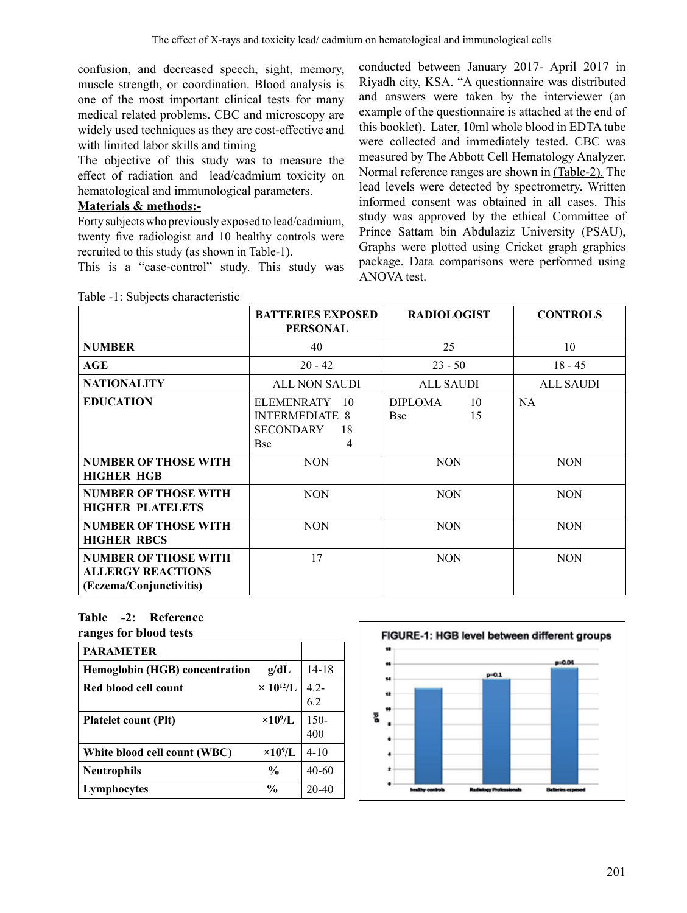confusion, and decreased speech, sight, memory, muscle strength, or coordination. Blood analysis is one of the most important clinical tests for many medical related problems. CBC and microscopy are widely used techniques as they are cost-effective and with limited labor skills and timing

The objective of this study was to measure the effect of radiation and lead/cadmium toxicity on hematological and immunological parameters.

**Materials & methods:-**

Forty subjects who previously exposed to lead/cadmium, twenty five radiologist and 10 healthy controls were recruited to this study (as shown in Table-1).

This is a "case-control" study. This study was conducted between January 2017- April 2017 in Riyadh city, KSA. "A questionnaire was distributed and answers were taken by the interviewer (an example of the questionnaire is attached at the end of this booklet). Later, 10ml whole blood in EDTA tube were collected and immediately tested. CBC was measured by The Abbott Cell Hematology Analyzer. Normal reference ranges are shown in (Table-2). The lead levels were detected by spectrometry. Written informed consent was obtained in all cases. This study was approved by the ethical Committee of Prince Sattam bin Abdulaziz University (PSAU), Graphs were plotted using Cricket graph graphics package. Data comparisons were performed using ANOVA test.

Table -1: Subjects characteristic

| | BATTERIES EXPOSED PERSONAL | RADIOLOGIST | CONTROLS |
|---|---|---|---|
| **NUMBER** | 40 | 25 | 10 |
| **AGE** | 20 - 42 | 23 - 50 | 18 - 45 |
| **NATIONALITY** | ALL NON SAUDI | ALL SAUDI | ALL SAUDI |
| **EDUCATION** | ELEMENRATY 10<br>INTERMEDIATE 8<br>SECONDARY 18<br>Bsc 4 | DIPLOMA 10<br>Bsc 15 | NA |
| **NUMBER OF THOSE WITH HIGHER HGB** | NON | NON | NON |
| **NUMBER OF THOSE WITH HIGHER PLATELETS** | NON | NON | NON |
| **NUMBER OF THOSE WITH HIGHER RBCS** | NON | NON | NON |
| **NUMBER OF THOSE WITH ALLERGY REACTIONS (Eczema/Conjunctivitis)** | 17 | NON | NON |

**Table -2: Reference ranges for blood tests**

| PARAMETER | | |
|---|---|---|
| **Hemoglobin (HGB) concentration** | **g/dL** | 14-18 |
| **Red blood cell count** | **$\times 10^{12}$/L** | 4.2-6.2 |
| **Platelet count (Plt)** | **$\times 10^{9}$/L** | 150-400 |
| **White blood cell count (WBC)** | **$\times 10^{9}$/L** | 4-10 |
| **Neutrophils** | **%** | 40-60 |
| **Lymphocytes** | **%** | 20-40 |

**FIGURE-1: HGB level between different groups**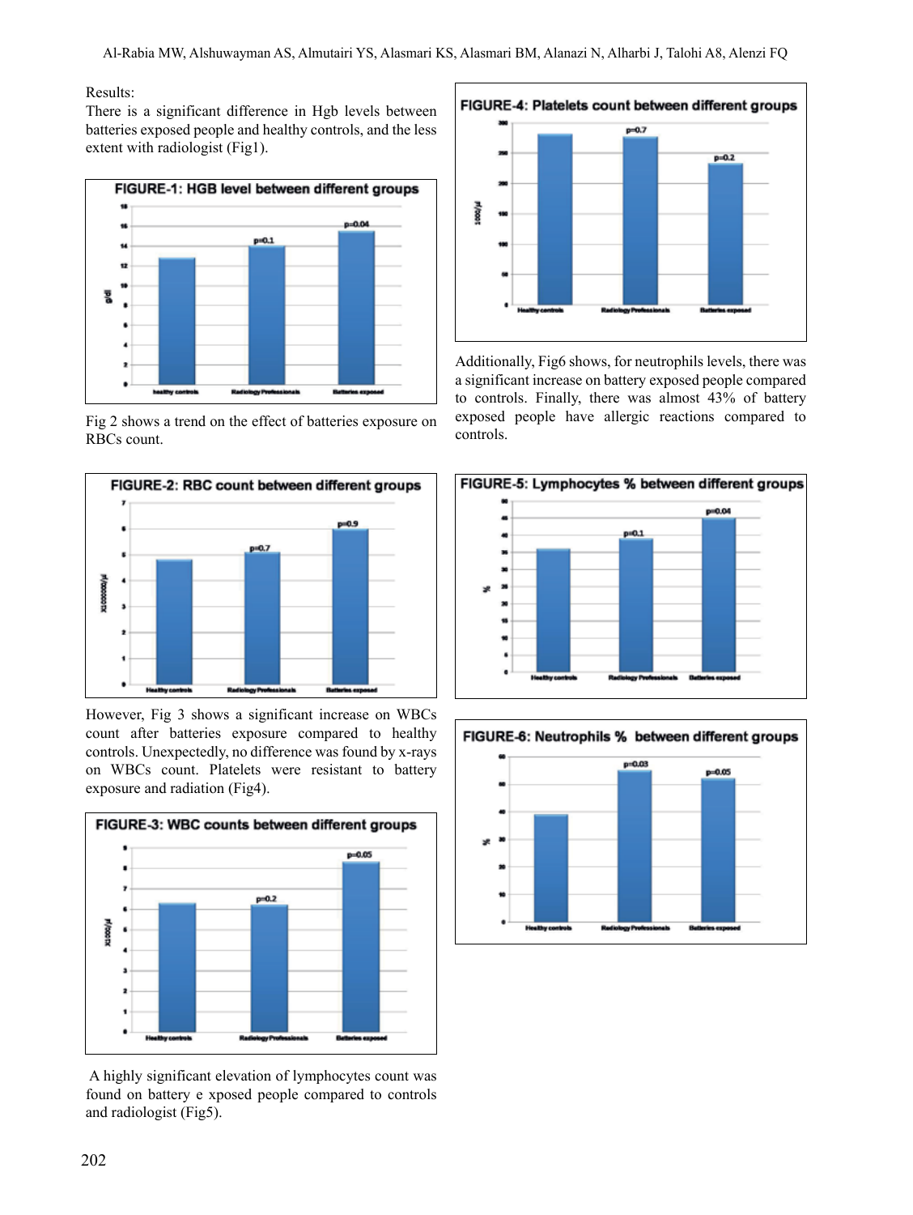Results:

There is a significant difference in Hgb levels between batteries exposed people and healthy controls, and the less extent with radiologist (Fig1).

Fig 2 shows a trend on the effect of batteries exposure on RBCs count.

However, Fig 3 shows a significant increase on WBCs count after batteries exposure compared to healthy controls. Unexpectedly, no difference was found by x-rays on WBCs count. Platelets were resistant to battery exposure and radiation (Fig4).

A highly significant elevation of lymphocytes count was found on battery e xposed people compared to controls and radiologist (Fig5).

Additionally, Fig6 shows, for neutrophils levels, there was a significant increase on battery exposed people compared to controls. Finally, there was almost 43% of battery exposed people have allergic reactions compared to controls.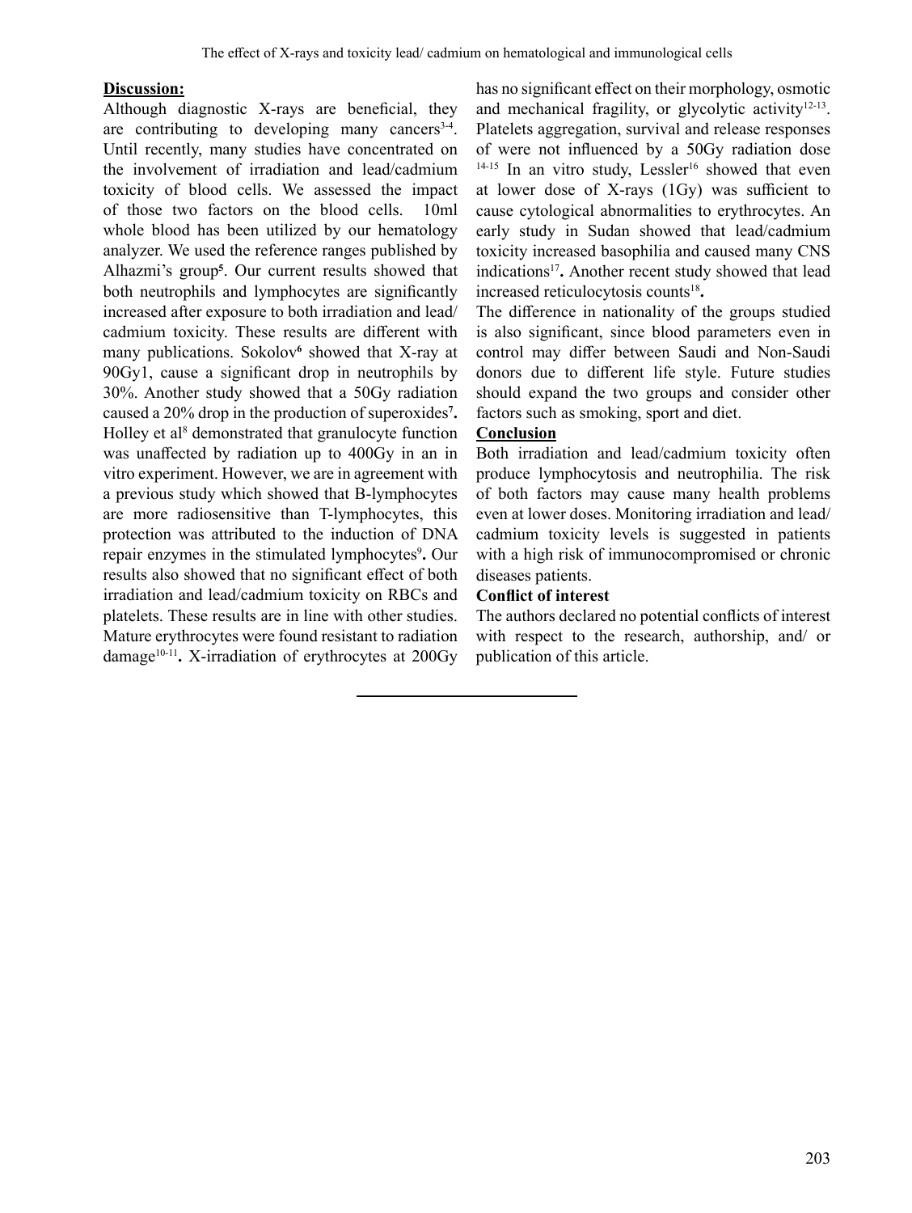## Discussion:

Although diagnostic X-rays are beneficial, they are contributing to developing many cancers[3-4]. Until recently, many studies have concentrated on the involvement of irradiation and lead/cadmium toxicity of blood cells. We assessed the impact of those two factors on the blood cells. 10ml whole blood has been utilized by our hematology analyzer. We used the reference ranges published by Alhazmi's group[5]. Our current results showed that both neutrophils and lymphocytes are significantly increased after exposure to both irradiation and lead/cadmium toxicity. These results are different with many publications. Sokolov[6] showed that X-ray at 90Gy1, cause a significant drop in neutrophils by 30%. Another study showed that a 50Gy radiation caused a 20% drop in the production of superoxides[7]. Holley et al[8] demonstrated that granulocyte function was unaffected by radiation up to 400Gy in an in vitro experiment. However, we are in agreement with a previous study which showed that B-lymphocytes are more radiosensitive than T-lymphocytes, this protection was attributed to the induction of DNA repair enzymes in the stimulated lymphocytes[9]. Our results also showed that no significant effect of both irradiation and lead/cadmium toxicity on RBCs and platelets. These results are in line with other studies. Mature erythrocytes were found resistant to radiation damage[10-11]. X-irradiation of erythrocytes at 200Gy has no significant effect on their morphology, osmotic and mechanical fragility, or glycolytic activity[12-13]. Platelets aggregation, survival and release responses of were not influenced by a 50Gy radiation dose [14-15] In an vitro study, Lessler[16] showed that even at lower dose of X-rays (1Gy) was sufficient to cause cytological abnormalities to erythrocytes. An early study in Sudan showed that lead/cadmium toxicity increased basophilia and caused many CNS indications[17]. Another recent study showed that lead increased reticulocytosis counts[18].

The difference in nationality of the groups studied is also significant, since blood parameters even in control may differ between Saudi and Non-Saudi donors due to different life style. Future studies should expand the two groups and consider other factors such as smoking, sport and diet.

## Conclusion

Both irradiation and lead/cadmium toxicity often produce lymphocytosis and neutrophilia. The risk of both factors may cause many health problems even at lower doses. Monitoring irradiation and lead/cadmium toxicity levels is suggested in patients with a high risk of immunocompromised or chronic diseases patients.

### Conflict of interest

The authors declared no potential conflicts of interest with respect to the research, authorship, and/ or publication of this article.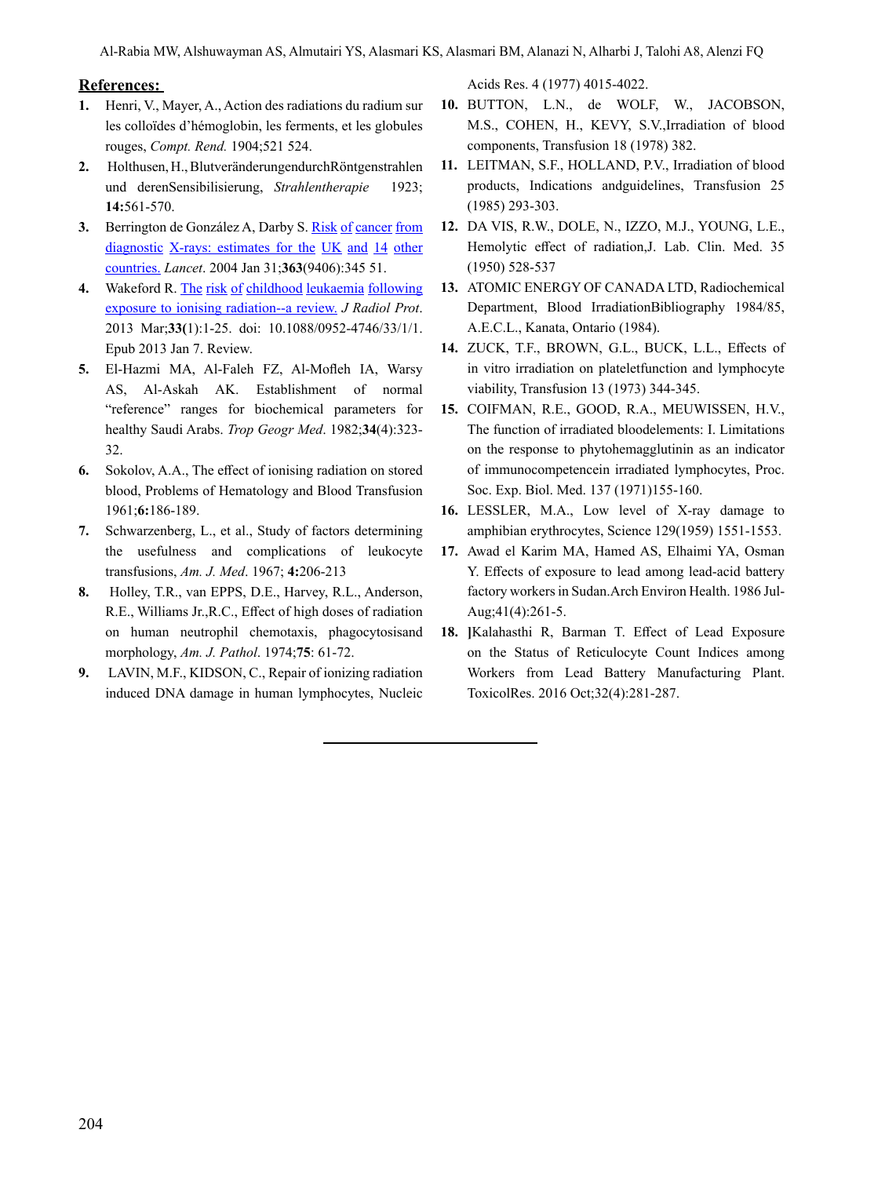## References:

1. Henri, V., Mayer, A., Action des radiations du radium sur les colloïdes d'hémoglobin, les ferments, et les globules rouges, *Compt. Rend.* 1904;521 524.
2. Holthusen, H., BlutveränderungendurchRöntgenstrahlen und derenSensibilisierung, *Strahlentherapie* 1923; **14:**561-570.
3. Berrington de González A, Darby S. Risk of cancer from diagnostic X-rays: estimates for the UK and 14 other countries. *Lancet*. 2004 Jan 31;**363**(9406):345 51.
4. Wakeford R. The risk of childhood leukaemia following exposure to ionising radiation--a review. *J Radiol Prot*. 2013 Mar;**33(**1):1-25. doi: 10.1088/0952-4746/33/1/1. Epub 2013 Jan 7. Review.
5. El-Hazmi MA, Al-Faleh FZ, Al-Mofleh IA, Warsy AS, Al-Askah AK. Establishment of normal "reference" ranges for biochemical parameters for healthy Saudi Arabs. *Trop Geogr Med*. 1982;**34**(4):323-32.
6. Sokolov, A.A., The effect of ionising radiation on stored blood, Problems of Hematology and Blood Transfusion 1961;**6:**186-189.
7. Schwarzenberg, L., et al., Study of factors determining the usefulness and complications of leukocyte transfusions, *Am. J. Med*. 1967; **4:**206-213
8. Holley, T.R., van EPPS, D.E., Harvey, R.L., Anderson, R.E., Williams Jr.,R.C., Effect of high doses of radiation on human neutrophil chemotaxis, phagocytosisand morphology, *Am. J. Pathol*. 1974;**75**: 61-72.
9. LAVIN, M.F., KIDSON, C., Repair of ionizing radiation induced DNA damage in human lymphocytes, Nucleic Acids Res. 4 (1977) 4015-4022.
10. BUTTON, L.N., de WOLF, W., JACOBSON, M.S., COHEN, H., KEVY, S.V.,Irradiation of blood components, Transfusion 18 (1978) 382.
11. LEITMAN, S.F., HOLLAND, P.V., Irradiation of blood products, Indications andguidelines, Transfusion 25 (1985) 293-303.
12. DA VIS, R.W., DOLE, N., IZZO, M.J., YOUNG, L.E., Hemolytic effect of radiation,J. Lab. Clin. Med. 35 (1950) 528-537
13. ATOMIC ENERGY OF CANADA LTD, Radiochemical Department, Blood IrradiationBibliography 1984/85, A.E.C.L., Kanata, Ontario (1984).
14. ZUCK, T.F., BROWN, G.L., BUCK, L.L., Effects of in vitro irradiation on plateletfunction and lymphocyte viability, Transfusion 13 (1973) 344-345.
15. COIFMAN, R.E., GOOD, R.A., MEUWISSEN, H.V., The function of irradiated bloodelements: I. Limitations on the response to phytohemagglutinin as an indicator of immunocompetencein irradiated lymphocytes, Proc. Soc. Exp. Biol. Med. 137 (1971)155-160.
16. LESSLER, M.A., Low level of X-ray damage to amphibian erythrocytes, Science 129(1959) 1551-1553.
17. Awad el Karim MA, Hamed AS, Elhaimi YA, Osman Y. Effects of exposure to lead among lead-acid battery factory workers in Sudan.Arch Environ Health. 1986 Jul-Aug;41(4):261-5.
18. ]Kalahasthi R, Barman T. Effect of Lead Exposure on the Status of Reticulocyte Count Indices among Workers from Lead Battery Manufacturing Plant. ToxicolRes. 2016 Oct;32(4):281-287.